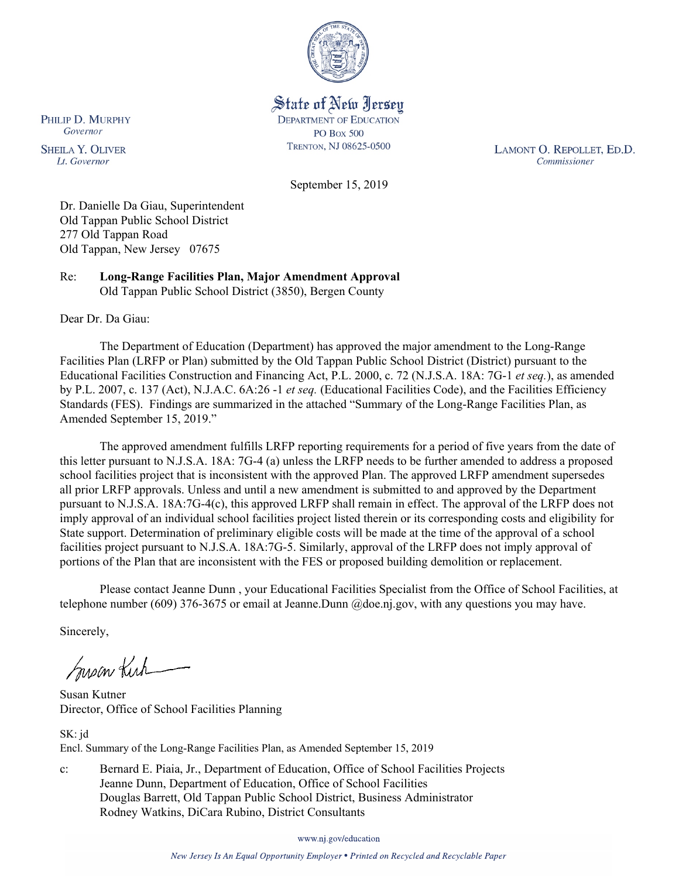State of New Jersey
DEPARTMENT OF EDUCATION
PO BOX 500
TRENTON, NJ 08625-0500

PHILIP D. MURPHY
*Governor*

SHEILA Y. OLIVER
*Lt. Governor*

LAMONT O. REPOLLET, ED.D.
*Commissioner*

September 15, 2019

Dr. Danielle Da Giau, Superintendent
Old Tappan Public School District
277 Old Tappan Road
Old Tappan, New Jersey 07675

Re: **Long-Range Facilities Plan, Major Amendment Approval**
Old Tappan Public School District (3850), Bergen County

Dear Dr. Da Giau:

The Department of Education (Department) has approved the major amendment to the Long-Range Facilities Plan (LRFP or Plan) submitted by the Old Tappan Public School District (District) pursuant to the Educational Facilities Construction and Financing Act, P.L. 2000, c. 72 (N.J.S.A. 18A: 7G-1 *et seq.*), as amended by P.L. 2007, c. 137 (Act), N.J.A.C. 6A:26 -1 *et seq.* (Educational Facilities Code), and the Facilities Efficiency Standards (FES). Findings are summarized in the attached "Summary of the Long-Range Facilities Plan, as Amended September 15, 2019."

The approved amendment fulfills LRFP reporting requirements for a period of five years from the date of this letter pursuant to N.J.S.A. 18A: 7G-4 (a) unless the LRFP needs to be further amended to address a proposed school facilities project that is inconsistent with the approved Plan. The approved LRFP amendment supersedes all prior LRFP approvals. Unless and until a new amendment is submitted to and approved by the Department pursuant to N.J.S.A. 18A:7G-4(c), this approved LRFP shall remain in effect. The approval of the LRFP does not imply approval of an individual school facilities project listed therein or its corresponding costs and eligibility for State support. Determination of preliminary eligible costs will be made at the time of the approval of a school facilities project pursuant to N.J.S.A. 18A:7G-5. Similarly, approval of the LRFP does not imply approval of portions of the Plan that are inconsistent with the FES or proposed building demolition or replacement.

Please contact Jeanne Dunn , your Educational Facilities Specialist from the Office of School Facilities, at telephone number (609) 376-3675 or email at Jeanne.Dunn @doe.nj.gov, with any questions you may have.

Sincerely,

Susan Kutner
Director, Office of School Facilities Planning

SK: jd
Encl. Summary of the Long-Range Facilities Plan, as Amended September 15, 2019

c: Bernard E. Piaia, Jr., Department of Education, Office of School Facilities Projects
Jeanne Dunn, Department of Education, Office of School Facilities
Douglas Barrett, Old Tappan Public School District, Business Administrator
Rodney Watkins, DiCara Rubino, District Consultants

www.nj.gov/education

*New Jersey Is An Equal Opportunity Employer • Printed on Recycled and Recyclable Paper*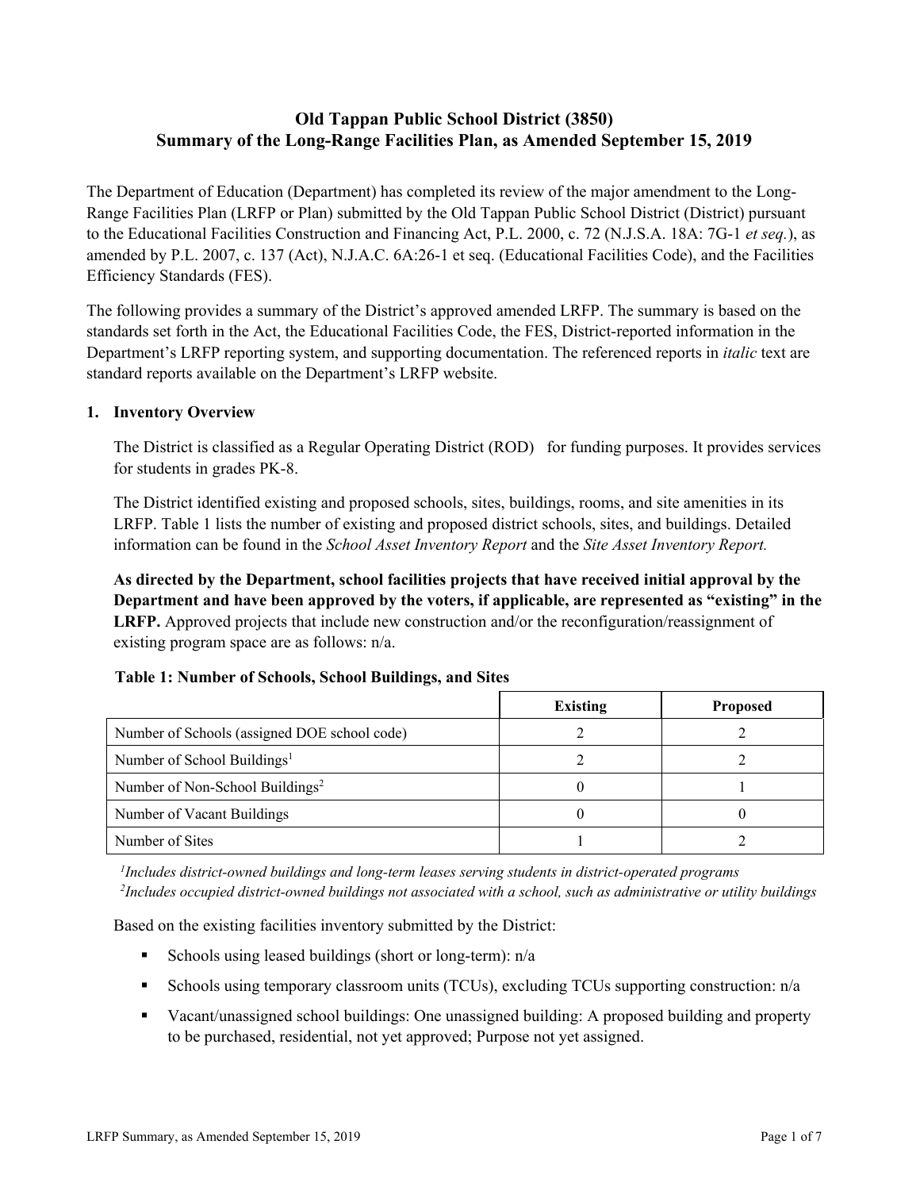# Old Tappan Public School District (3850)
# Summary of the Long-Range Facilities Plan, as Amended September 15, 2019

The Department of Education (Department) has completed its review of the major amendment to the Long-Range Facilities Plan (LRFP or Plan) submitted by the Old Tappan Public School District (District) pursuant to the Educational Facilities Construction and Financing Act, P.L. 2000, c. 72 (N.J.S.A. 18A: 7G-1 *et seq.*), as amended by P.L. 2007, c. 137 (Act), N.J.A.C. 6A:26-1 et seq. (Educational Facilities Code), and the Facilities Efficiency Standards (FES).

The following provides a summary of the District's approved amended LRFP. The summary is based on the standards set forth in the Act, the Educational Facilities Code, the FES, District-reported information in the Department's LRFP reporting system, and supporting documentation. The referenced reports in *italic* text are standard reports available on the Department's LRFP website.

## 1. Inventory Overview

The District is classified as a Regular Operating District (ROD) for funding purposes. It provides services for students in grades PK-8.

The District identified existing and proposed schools, sites, buildings, rooms, and site amenities in its LRFP. Table 1 lists the number of existing and proposed district schools, sites, and buildings. Detailed information can be found in the *School Asset Inventory Report* and the *Site Asset Inventory Report.*

**As directed by the Department, school facilities projects that have received initial approval by the Department and have been approved by the voters, if applicable, are represented as "existing" in the LRFP.** Approved projects that include new construction and/or the reconfiguration/reassignment of existing program space are as follows: n/a.

**Table 1: Number of Schools, School Buildings, and Sites**

| | Existing | Proposed |
|---|---|---|
| Number of Schools (assigned DOE school code) | 2 | 2 |
| Number of School Buildings[1] | 2 | 2 |
| Number of Non-School Buildings[2] | 0 | 1 |
| Number of Vacant Buildings | 0 | 0 |
| Number of Sites | 1 | 2 |

*[1]Includes district-owned buildings and long-term leases serving students in district-operated programs*
*[2]Includes occupied district-owned buildings not associated with a school, such as administrative or utility buildings*

Based on the existing facilities inventory submitted by the District:

- Schools using leased buildings (short or long-term): n/a
- Schools using temporary classroom units (TCUs), excluding TCUs supporting construction: n/a
- Vacant/unassigned school buildings: One unassigned building: A proposed building and property to be purchased, residential, not yet approved; Purpose not yet assigned.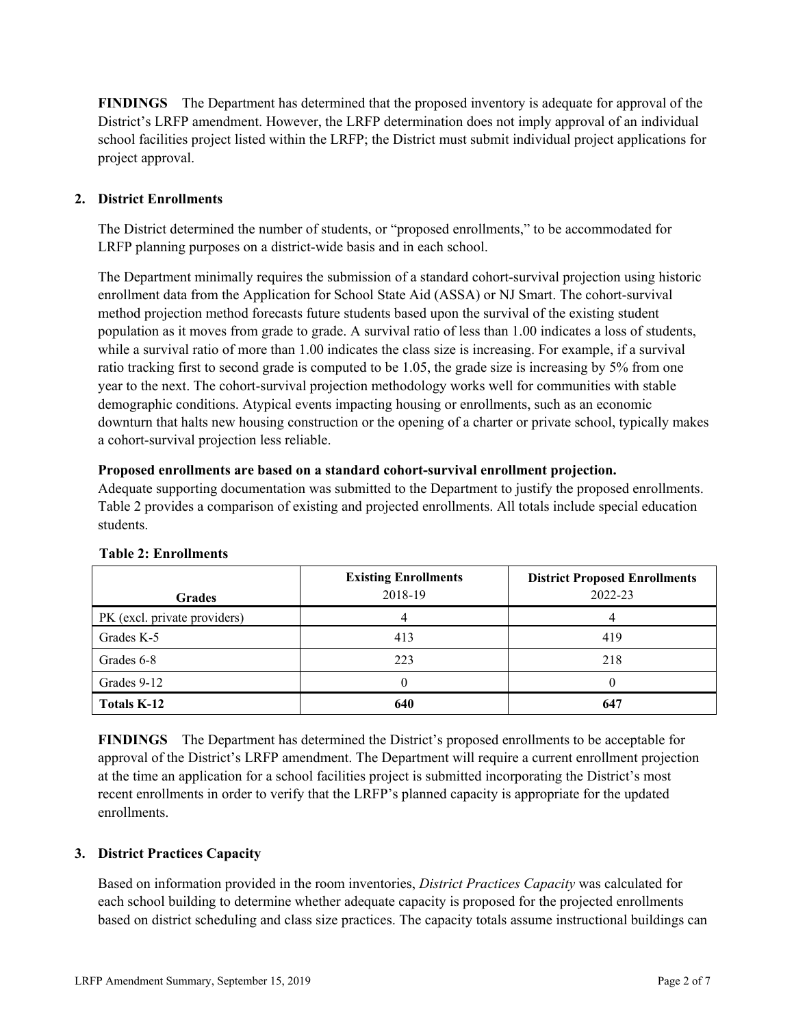**FINDINGS** The Department has determined that the proposed inventory is adequate for approval of the District's LRFP amendment. However, the LRFP determination does not imply approval of an individual school facilities project listed within the LRFP; the District must submit individual project applications for project approval.

## 2. District Enrollments

The District determined the number of students, or "proposed enrollments," to be accommodated for LRFP planning purposes on a district-wide basis and in each school.

The Department minimally requires the submission of a standard cohort-survival projection using historic enrollment data from the Application for School State Aid (ASSA) or NJ Smart. The cohort-survival method projection method forecasts future students based upon the survival of the existing student population as it moves from grade to grade. A survival ratio of less than 1.00 indicates a loss of students, while a survival ratio of more than 1.00 indicates the class size is increasing. For example, if a survival ratio tracking first to second grade is computed to be 1.05, the grade size is increasing by 5% from one year to the next. The cohort-survival projection methodology works well for communities with stable demographic conditions. Atypical events impacting housing or enrollments, such as an economic downturn that halts new housing construction or the opening of a charter or private school, typically makes a cohort-survival projection less reliable.

**Proposed enrollments are based on a standard cohort-survival enrollment projection.**
Adequate supporting documentation was submitted to the Department to justify the proposed enrollments. Table 2 provides a comparison of existing and projected enrollments. All totals include special education students.

**Table 2: Enrollments**

| Grades | Existing Enrollments 2018-19 | District Proposed Enrollments 2022-23 |
|---|---|---|
| PK (excl. private providers) | 4 | 4 |
| Grades K-5 | 413 | 419 |
| Grades 6-8 | 223 | 218 |
| Grades 9-12 | 0 | 0 |
| **Totals K-12** | **640** | **647** |

**FINDINGS** The Department has determined the District's proposed enrollments to be acceptable for approval of the District's LRFP amendment. The Department will require a current enrollment projection at the time an application for a school facilities project is submitted incorporating the District's most recent enrollments in order to verify that the LRFP's planned capacity is appropriate for the updated enrollments.

## 3. District Practices Capacity

Based on information provided in the room inventories, *District Practices Capacity* was calculated for each school building to determine whether adequate capacity is proposed for the projected enrollments based on district scheduling and class size practices. The capacity totals assume instructional buildings can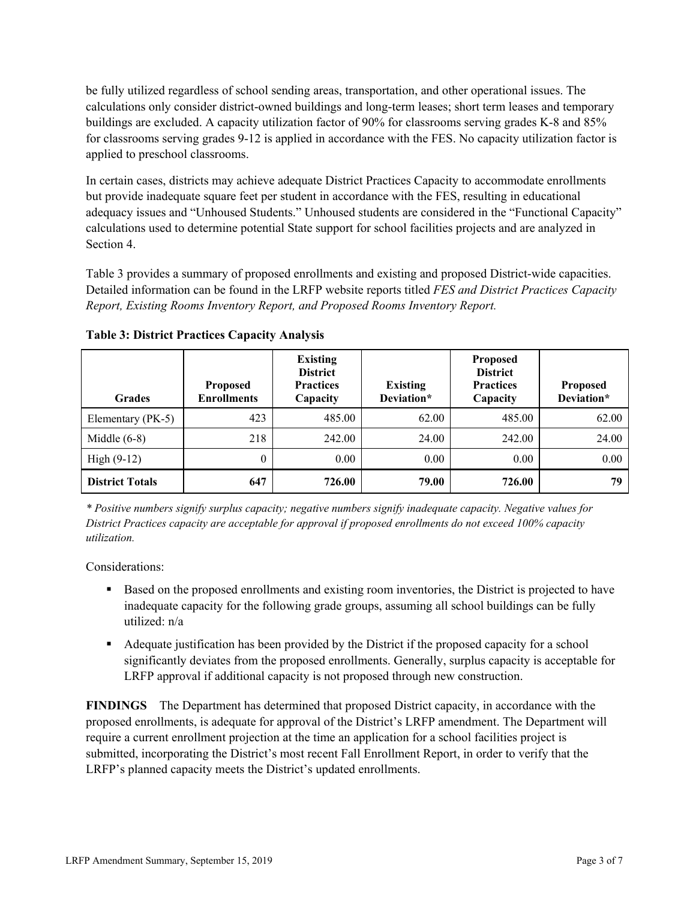be fully utilized regardless of school sending areas, transportation, and other operational issues. The calculations only consider district-owned buildings and long-term leases; short term leases and temporary buildings are excluded. A capacity utilization factor of 90% for classrooms serving grades K-8 and 85% for classrooms serving grades 9-12 is applied in accordance with the FES. No capacity utilization factor is applied to preschool classrooms.

In certain cases, districts may achieve adequate District Practices Capacity to accommodate enrollments but provide inadequate square feet per student in accordance with the FES, resulting in educational adequacy issues and "Unhoused Students." Unhoused students are considered in the "Functional Capacity" calculations used to determine potential State support for school facilities projects and are analyzed in Section 4.

Table 3 provides a summary of proposed enrollments and existing and proposed District-wide capacities. Detailed information can be found in the LRFP website reports titled *FES and District Practices Capacity Report, Existing Rooms Inventory Report, and Proposed Rooms Inventory Report.*

**Table 3: District Practices Capacity Analysis**

| Grades | Proposed Enrollments | Existing District Practices Capacity | Existing Deviation* | Proposed District Practices Capacity | Proposed Deviation* |
|---|---|---|---|---|---|
| Elementary (PK-5) | 423 | 485.00 | 62.00 | 485.00 | 62.00 |
| Middle (6-8) | 218 | 242.00 | 24.00 | 242.00 | 24.00 |
| High (9-12) | 0 | 0.00 | 0.00 | 0.00 | 0.00 |
| **District Totals** | **647** | **726.00** | **79.00** | **726.00** | **79** |

*\* Positive numbers signify surplus capacity; negative numbers signify inadequate capacity. Negative values for District Practices capacity are acceptable for approval if proposed enrollments do not exceed 100% capacity utilization.*

Considerations:

- Based on the proposed enrollments and existing room inventories, the District is projected to have inadequate capacity for the following grade groups, assuming all school buildings can be fully utilized: n/a
- Adequate justification has been provided by the District if the proposed capacity for a school significantly deviates from the proposed enrollments. Generally, surplus capacity is acceptable for LRFP approval if additional capacity is not proposed through new construction.

**FINDINGS** The Department has determined that proposed District capacity, in accordance with the proposed enrollments, is adequate for approval of the District's LRFP amendment. The Department will require a current enrollment projection at the time an application for a school facilities project is submitted, incorporating the District's most recent Fall Enrollment Report, in order to verify that the LRFP's planned capacity meets the District's updated enrollments.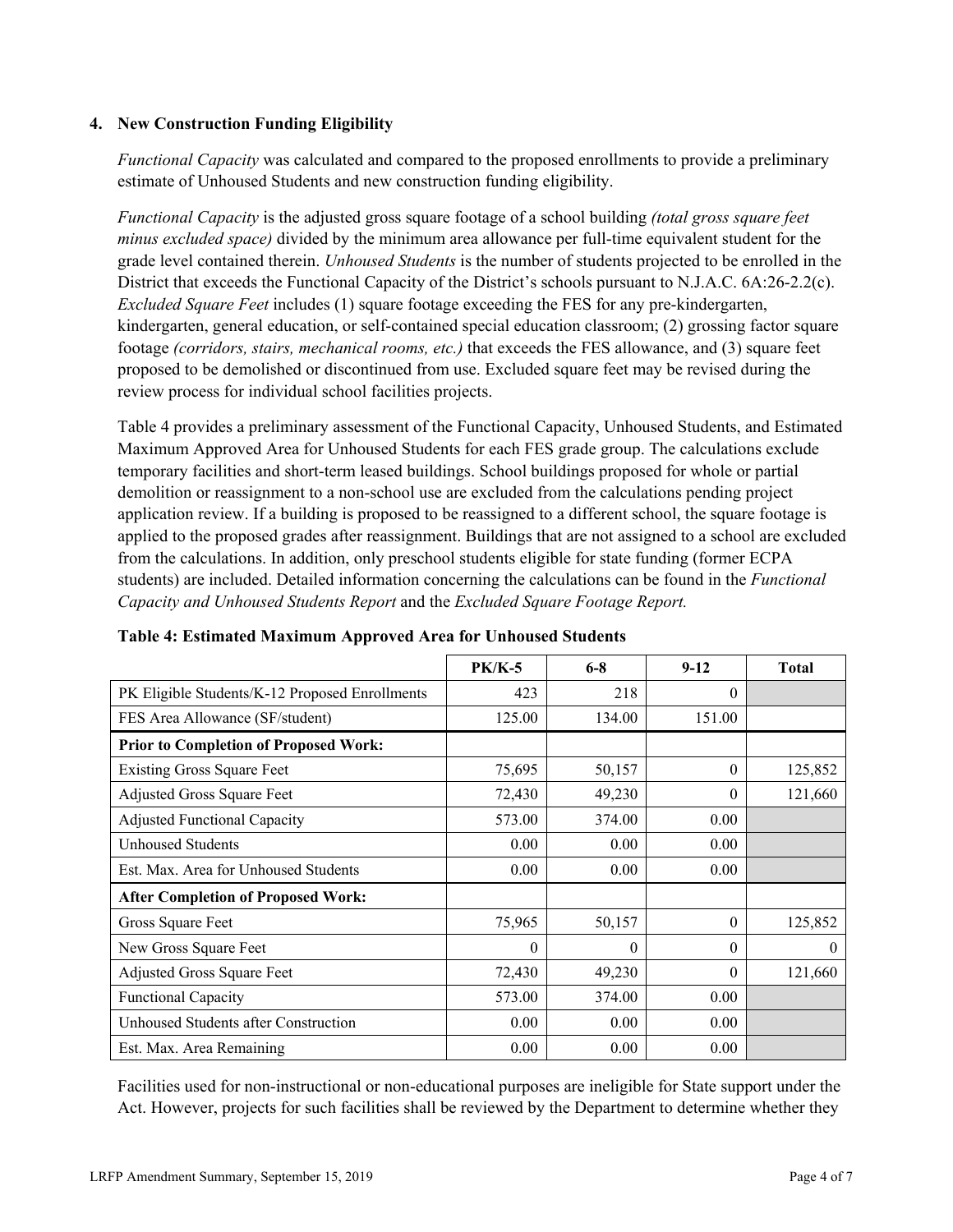### 4. New Construction Funding Eligibility

*Functional Capacity* was calculated and compared to the proposed enrollments to provide a preliminary estimate of Unhoused Students and new construction funding eligibility.

*Functional Capacity* is the adjusted gross square footage of a school building *(total gross square feet minus excluded space)* divided by the minimum area allowance per full-time equivalent student for the grade level contained therein. *Unhoused Students* is the number of students projected to be enrolled in the District that exceeds the Functional Capacity of the District's schools pursuant to N.J.A.C. 6A:26-2.2(c). *Excluded Square Feet* includes (1) square footage exceeding the FES for any pre-kindergarten, kindergarten, general education, or self-contained special education classroom; (2) grossing factor square footage *(corridors, stairs, mechanical rooms, etc.)* that exceeds the FES allowance, and (3) square feet proposed to be demolished or discontinued from use. Excluded square feet may be revised during the review process for individual school facilities projects.

Table 4 provides a preliminary assessment of the Functional Capacity, Unhoused Students, and Estimated Maximum Approved Area for Unhoused Students for each FES grade group. The calculations exclude temporary facilities and short-term leased buildings. School buildings proposed for whole or partial demolition or reassignment to a non-school use are excluded from the calculations pending project application review. If a building is proposed to be reassigned to a different school, the square footage is applied to the proposed grades after reassignment. Buildings that are not assigned to a school are excluded from the calculations. In addition, only preschool students eligible for state funding (former ECPA students) are included. Detailed information concerning the calculations can be found in the *Functional Capacity and Unhoused Students Report* and the *Excluded Square Footage Report.*

**Table 4: Estimated Maximum Approved Area for Unhoused Students**

| | PK/K-5 | 6-8 | 9-12 | Total |
|---|---|---|---|---|
| PK Eligible Students/K-12 Proposed Enrollments | 423 | 218 | 0 | |
| FES Area Allowance (SF/student) | 125.00 | 134.00 | 151.00 | |
| **Prior to Completion of Proposed Work:** | | | | |
| Existing Gross Square Feet | 75,695 | 50,157 | 0 | 125,852 |
| Adjusted Gross Square Feet | 72,430 | 49,230 | 0 | 121,660 |
| Adjusted Functional Capacity | 573.00 | 374.00 | 0.00 | |
| Unhoused Students | 0.00 | 0.00 | 0.00 | |
| Est. Max. Area for Unhoused Students | 0.00 | 0.00 | 0.00 | |
| **After Completion of Proposed Work:** | | | | |
| Gross Square Feet | 75,965 | 50,157 | 0 | 125,852 |
| New Gross Square Feet | 0 | 0 | 0 | 0 |
| Adjusted Gross Square Feet | 72,430 | 49,230 | 0 | 121,660 |
| Functional Capacity | 573.00 | 374.00 | 0.00 | |
| Unhoused Students after Construction | 0.00 | 0.00 | 0.00 | |
| Est. Max. Area Remaining | 0.00 | 0.00 | 0.00 | |

Facilities used for non-instructional or non-educational purposes are ineligible for State support under the Act. However, projects for such facilities shall be reviewed by the Department to determine whether they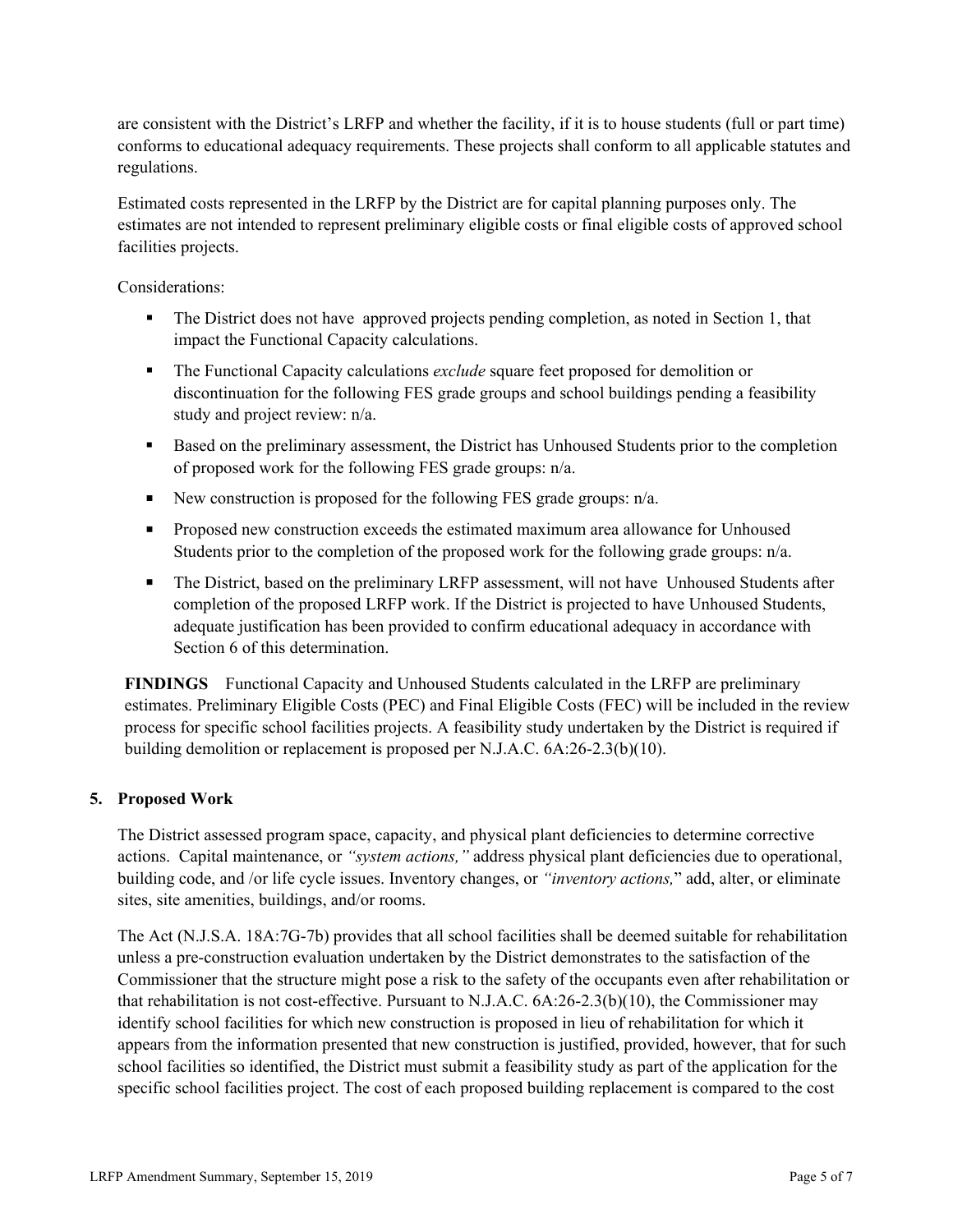are consistent with the District's LRFP and whether the facility, if it is to house students (full or part time) conforms to educational adequacy requirements. These projects shall conform to all applicable statutes and regulations.

Estimated costs represented in the LRFP by the District are for capital planning purposes only. The estimates are not intended to represent preliminary eligible costs or final eligible costs of approved school facilities projects.

Considerations:

- The District does not have approved projects pending completion, as noted in Section 1, that impact the Functional Capacity calculations.
- The Functional Capacity calculations *exclude* square feet proposed for demolition or discontinuation for the following FES grade groups and school buildings pending a feasibility study and project review: n/a.
- Based on the preliminary assessment, the District has Unhoused Students prior to the completion of proposed work for the following FES grade groups: n/a.
- New construction is proposed for the following FES grade groups: n/a.
- Proposed new construction exceeds the estimated maximum area allowance for Unhoused Students prior to the completion of the proposed work for the following grade groups: n/a.
- The District, based on the preliminary LRFP assessment, will not have Unhoused Students after completion of the proposed LRFP work. If the District is projected to have Unhoused Students, adequate justification has been provided to confirm educational adequacy in accordance with Section 6 of this determination.

**FINDINGS** Functional Capacity and Unhoused Students calculated in the LRFP are preliminary estimates. Preliminary Eligible Costs (PEC) and Final Eligible Costs (FEC) will be included in the review process for specific school facilities projects. A feasibility study undertaken by the District is required if building demolition or replacement is proposed per N.J.A.C. 6A:26-2.3(b)(10).

## 5. Proposed Work

The District assessed program space, capacity, and physical plant deficiencies to determine corrective actions. Capital maintenance, or *"system actions,"* address physical plant deficiencies due to operational, building code, and /or life cycle issues. Inventory changes, or *"inventory actions,"* add, alter, or eliminate sites, site amenities, buildings, and/or rooms.

The Act (N.J.S.A. 18A:7G-7b) provides that all school facilities shall be deemed suitable for rehabilitation unless a pre-construction evaluation undertaken by the District demonstrates to the satisfaction of the Commissioner that the structure might pose a risk to the safety of the occupants even after rehabilitation or that rehabilitation is not cost-effective. Pursuant to N.J.A.C. 6A:26-2.3(b)(10), the Commissioner may identify school facilities for which new construction is proposed in lieu of rehabilitation for which it appears from the information presented that new construction is justified, provided, however, that for such school facilities so identified, the District must submit a feasibility study as part of the application for the specific school facilities project. The cost of each proposed building replacement is compared to the cost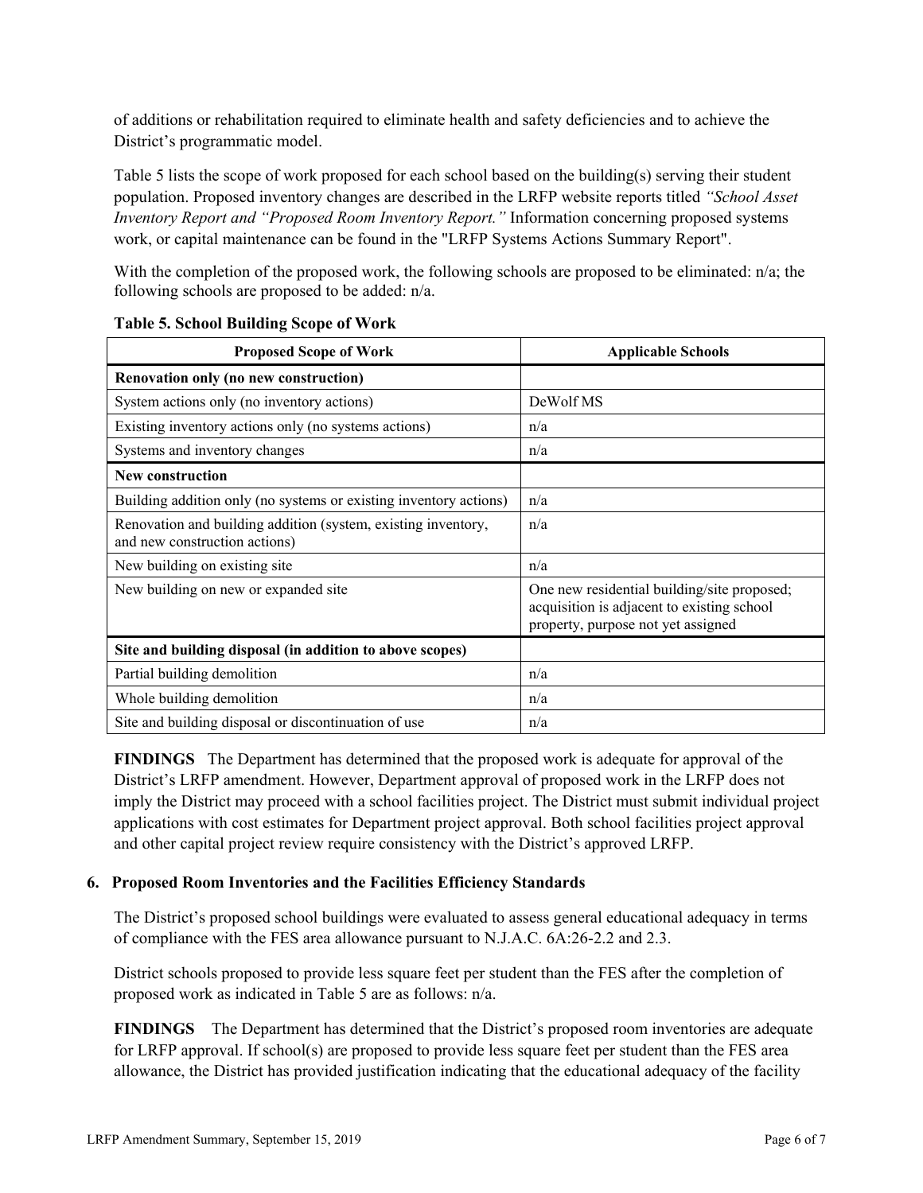of additions or rehabilitation required to eliminate health and safety deficiencies and to achieve the District's programmatic model.

Table 5 lists the scope of work proposed for each school based on the building(s) serving their student population. Proposed inventory changes are described in the LRFP website reports titled *"School Asset Inventory Report and "Proposed Room Inventory Report."* Information concerning proposed systems work, or capital maintenance can be found in the "LRFP Systems Actions Summary Report".

With the completion of the proposed work, the following schools are proposed to be eliminated: n/a; the following schools are proposed to be added: n/a.

**Table 5. School Building Scope of Work**

| Proposed Scope of Work | Applicable Schools |
|---|---|
| **Renovation only (no new construction)** | |
| System actions only (no inventory actions) | DeWolf MS |
| Existing inventory actions only (no systems actions) | n/a |
| Systems and inventory changes | n/a |
| **New construction** | |
| Building addition only (no systems or existing inventory actions) | n/a |
| Renovation and building addition (system, existing inventory, and new construction actions) | n/a |
| New building on existing site | n/a |
| New building on new or expanded site | One new residential building/site proposed; acquisition is adjacent to existing school property, purpose not yet assigned |
| **Site and building disposal (in addition to above scopes)** | |
| Partial building demolition | n/a |
| Whole building demolition | n/a |
| Site and building disposal or discontinuation of use | n/a |

**FINDINGS** The Department has determined that the proposed work is adequate for approval of the District's LRFP amendment. However, Department approval of proposed work in the LRFP does not imply the District may proceed with a school facilities project. The District must submit individual project applications with cost estimates for Department project approval. Both school facilities project approval and other capital project review require consistency with the District's approved LRFP.

### 6. Proposed Room Inventories and the Facilities Efficiency Standards

The District's proposed school buildings were evaluated to assess general educational adequacy in terms of compliance with the FES area allowance pursuant to N.J.A.C. 6A:26-2.2 and 2.3.

District schools proposed to provide less square feet per student than the FES after the completion of proposed work as indicated in Table 5 are as follows: n/a.

**FINDINGS** The Department has determined that the District's proposed room inventories are adequate for LRFP approval. If school(s) are proposed to provide less square feet per student than the FES area allowance, the District has provided justification indicating that the educational adequacy of the facility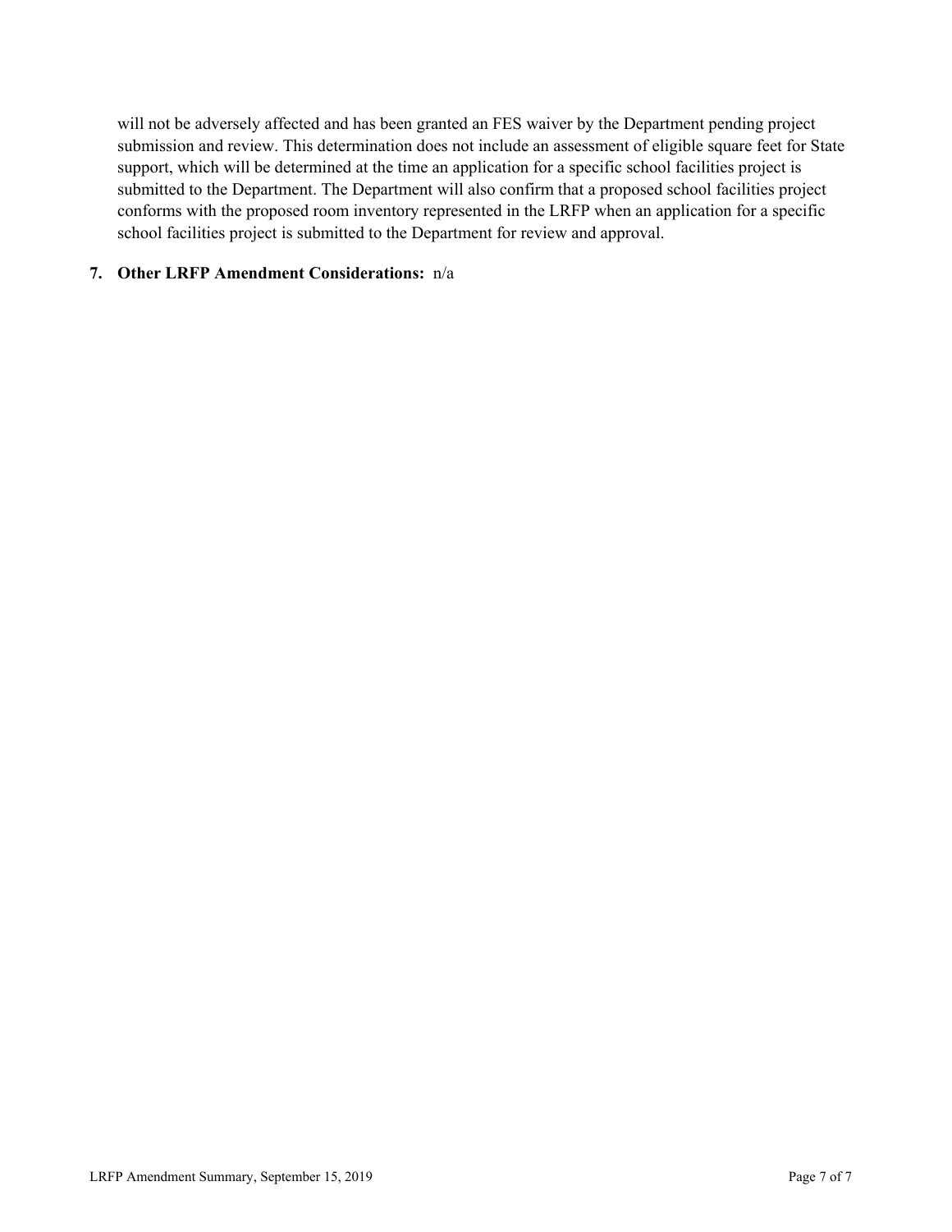will not be adversely affected and has been granted an FES waiver by the Department pending project submission and review. This determination does not include an assessment of eligible square feet for State support, which will be determined at the time an application for a specific school facilities project is submitted to the Department. The Department will also confirm that a proposed school facilities project conforms with the proposed room inventory represented in the LRFP when an application for a specific school facilities project is submitted to the Department for review and approval.

**7. Other LRFP Amendment Considerations:** n/a